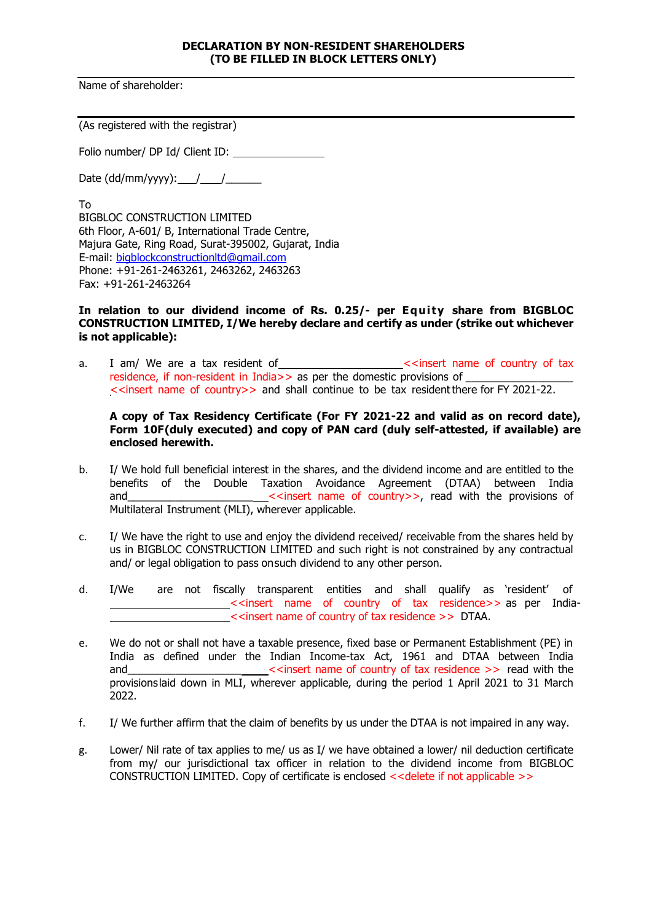# DECLARATION BY NON-RESIDENT SHAREHOLDERS
# (TO BE FILLED IN BLOCK LETTERS ONLY)

Name of shareholder:

(As registered with the registrar)

Folio number/ DP Id/ Client ID: ________________

Date (dd/mm/yyyy): ___/___/______

To
BIGBLOC CONSTRUCTION LIMITED
6th Floor, A-601/ B, International Trade Centre,
Majura Gate, Ring Road, Surat-395002, Gujarat, India
E-mail: bigblockconstructionltd@gmail.com
Phone: +91-261-2463261, 2463262, 2463263
Fax: +91-261-2463264

**In relation to our dividend income of Rs. 0.25/- per Equity share from BIGBLOC CONSTRUCTION LIMITED, I/We hereby declare and certify as under (strike out whichever is not applicable):**

a. I am/ We are a tax resident of ____________________ <<insert name of country of tax residence, if non-resident in India>> as per the domestic provisions of __________________ <<insert name of country>> and shall continue to be tax resident there for FY 2021-22.

   **A copy of Tax Residency Certificate (For FY 2021-22 and valid as on record date), Form 10F(duly executed) and copy of PAN card (duly self-attested, if available) are enclosed herewith.**

b. I/ We hold full beneficial interest in the shares, and the dividend income and are entitled to the benefits of the Double Taxation Avoidance Agreement (DTAA) between India and________________________ <<insert name of country>>, read with the provisions of Multilateral Instrument (MLI), wherever applicable.

c. I/ We have the right to use and enjoy the dividend received/ receivable from the shares held by us in BIGBLOC CONSTRUCTION LIMITED and such right is not constrained by any contractual and/ or legal obligation to pass on such dividend to any other person.

d. I/We are not fiscally transparent entities and shall qualify as 'resident' of ____________________ <<insert name of country of tax residence>> as per India-____________________ <<insert name of country of tax residence >> DTAA.

e. We do not or shall not have a taxable presence, fixed base or Permanent Establishment (PE) in India as defined under the Indian Income-tax Act, 1961 and DTAA between India and________________________ <<insert name of country of tax residence >> read with the provisions laid down in MLI, wherever applicable, during the period 1 April 2021 to 31 March 2022.

f. I/ We further affirm that the claim of benefits by us under the DTAA is not impaired in any way.

g. Lower/ Nil rate of tax applies to me/ us as I/ we have obtained a lower/ nil deduction certificate from my/ our jurisdictional tax officer in relation to the dividend income from BIGBLOC CONSTRUCTION LIMITED. Copy of certificate is enclosed <<delete if not applicable >>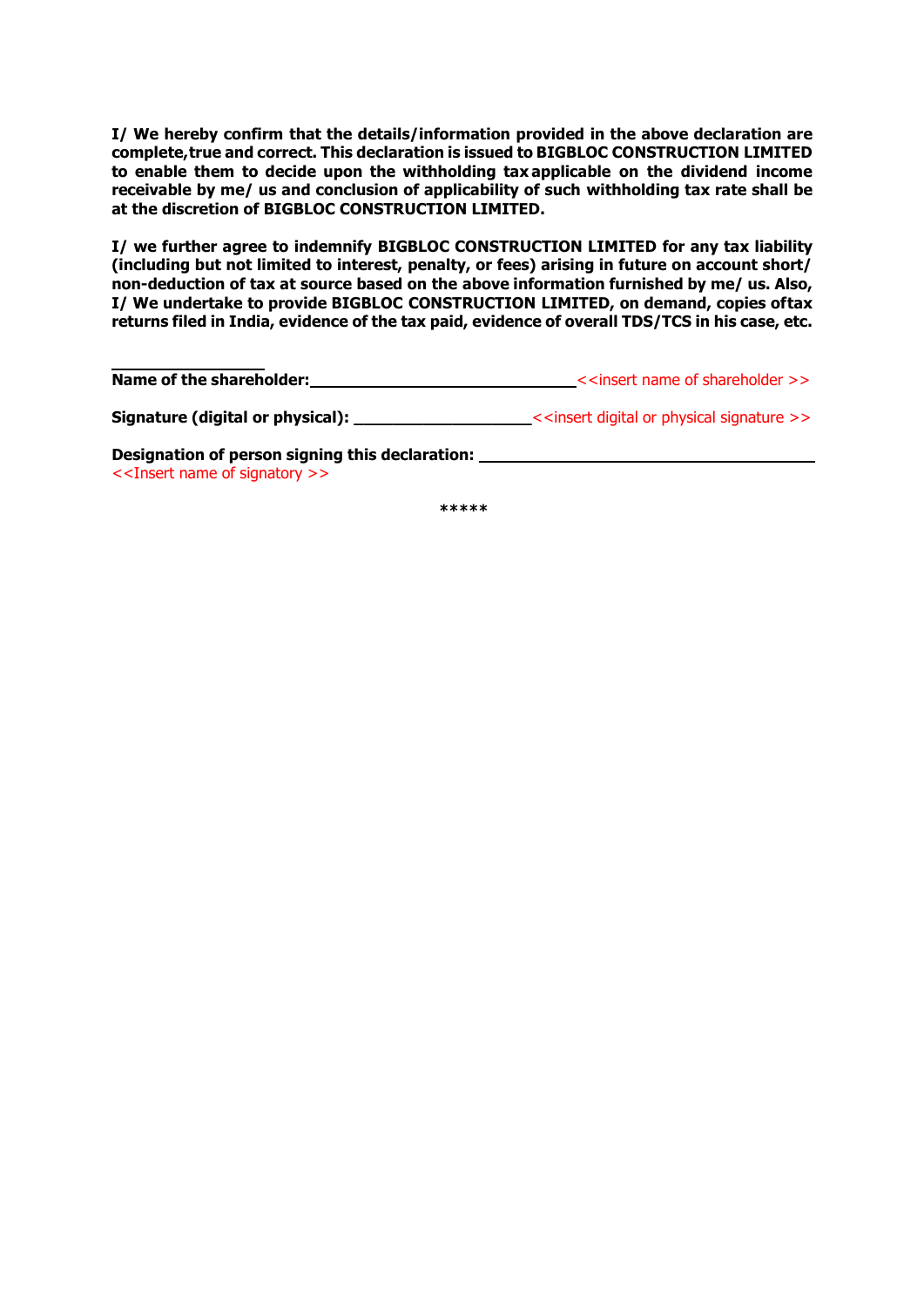**I/ We hereby confirm that the details/information provided in the above declaration are complete, true and correct. This declaration is issued to BIGBLOC CONSTRUCTION LIMITED to enable them to decide upon the withholding tax applicable on the dividend income receivable by me/ us and conclusion of applicability of such withholding tax rate shall be at the discretion of BIGBLOC CONSTRUCTION LIMITED.**

**I/ we further agree to indemnify BIGBLOC CONSTRUCTION LIMITED for any tax liability (including but not limited to interest, penalty, or fees) arising in future on account short/ non-deduction of tax at source based on the above information furnished by me/ us. Also, I/ We undertake to provide BIGBLOC CONSTRUCTION LIMITED, on demand, copies oftax returns filed in India, evidence of the tax paid, evidence of overall TDS/TCS in his case, etc.**

**Name of the shareholder:**\_\_\_\_\_\_\_\_\_\_\_\_\_\_\_\_\_\_\_\_\_\_\_\_\_\_\_\_ <<insert name of shareholder >>

**Signature (digital or physical):** \_\_\_\_\_\_\_\_\_\_\_\_\_\_\_\_\_\_\_\_ <<insert digital or physical signature >>

**Designation of person signing this declaration:** \_\_\_\_\_\_\_\_\_\_\_\_\_\_\_\_\_\_\_\_\_\_\_\_\_\_\_\_\_\_\_\_\_\_\_\_\_\_
<<Insert name of signatory >>

*****